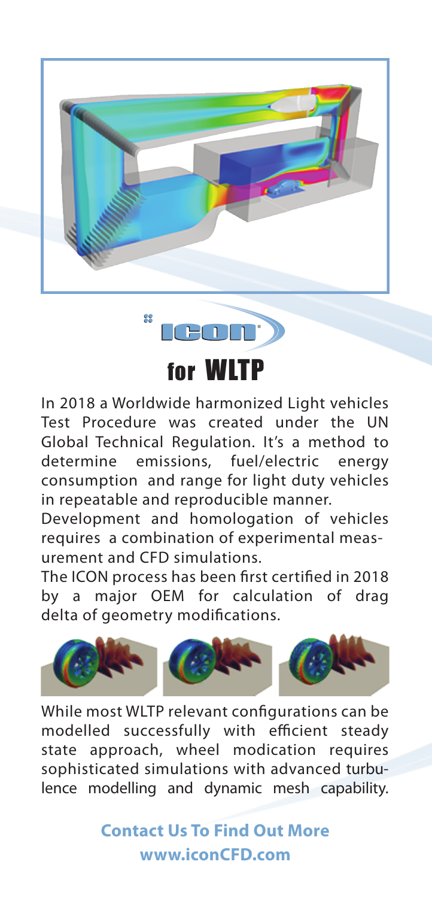# ICON for WLTP

In 2018 a Worldwide harmonized Light vehicles Test Procedure was created under the UN Global Technical Regulation. It's a method to determine emissions, fuel/electric energy consumption and range for light duty vehicles in repeatable and reproducible manner.

Development and homologation of vehicles requires a combination of experimental measurement and CFD simulations.

The ICON process has been first certified in 2018 by a major OEM for calculation of drag delta of geometry modifications.

While most WLTP relevant configurations can be modelled successfully with efficient steady state approach, wheel modication requires sophisticated simulations with advanced turbulence modelling and dynamic mesh capability.

**Contact Us To Find Out More**
**www.iconCFD.com**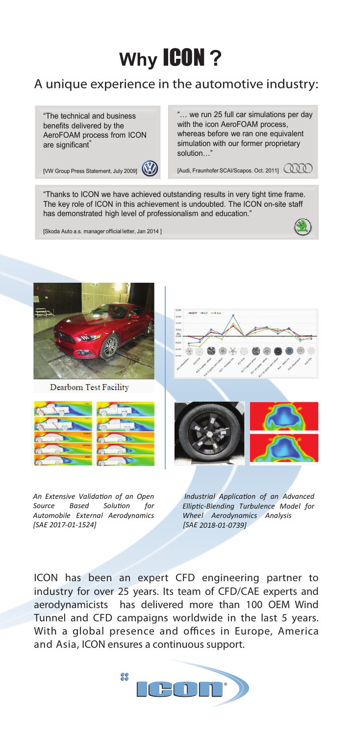# Why ICON ?

## A unique experience in the automotive industry:

> "The technical and business benefits delivered by the AeroFOAM process from ICON are significant"
>
> [VW Group Press Statement, July 2009]

> "… we run 25 full car simulations per day with the icon AeroFOAM process, whereas before we ran one equivalent simulation with our former proprietary solution…"
>
> [Audi, Fraunhofer SCAI/Scapos. Oct. 2011]

> "Thanks to ICON we have achieved outstanding results in very tight time frame. The key role of ICON in this achievement is undoubted. The ICON on-site staff has demonstrated high level of professionalism and education."
>
> [Skoda Auto a.s. manager official letter, Jan 2014 ]

Dearborn Test Facility

*An Extensive Validation of an Open Source Based Solution for Automobile External Aerodynamics [SAE 2017-01-1524]*

*Industrial Application of an Advanced Elliptic-Blending Turbulence Model for Wheel Aerodynamics Analysis [SAE 2018-01-0739]*

ICON has been an expert CFD engineering partner to industry for over 25 years. Its team of CFD/CAE experts and aerodynamicists has delivered more than 100 OEM Wind Tunnel and CFD campaigns worldwide in the last 5 years. With a global presence and offices in Europe, America and Asia, ICON ensures a continuous support.